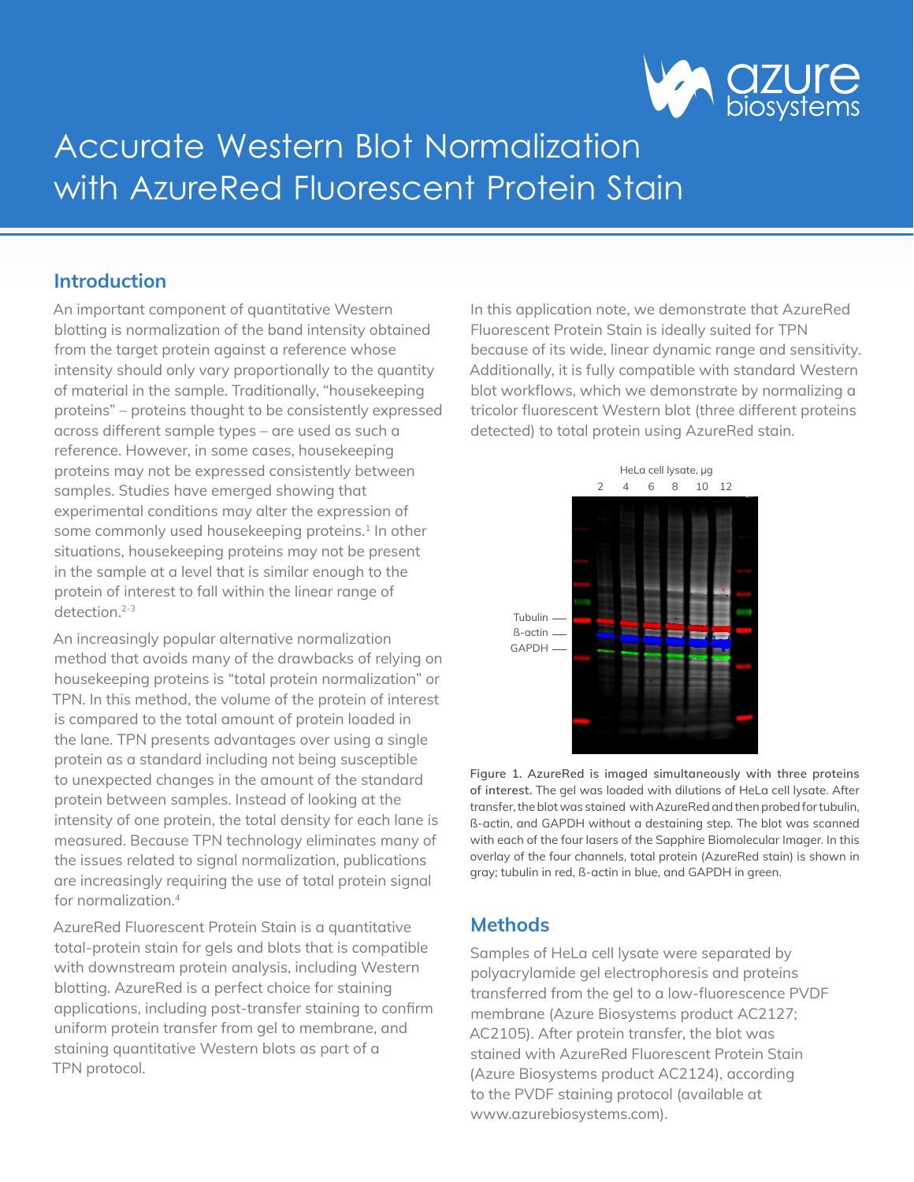# Accurate Western Blot Normalization with AzureRed Fluorescent Protein Stain

## Introduction

An important component of quantitative Western blotting is normalization of the band intensity obtained from the target protein against a reference whose intensity should only vary proportionally to the quantity of material in the sample. Traditionally, "housekeeping proteins" – proteins thought to be consistently expressed across different sample types – are used as such a reference. However, in some cases, housekeeping proteins may not be expressed consistently between samples. Studies have emerged showing that experimental conditions may alter the expression of some commonly used housekeeping proteins.[1] In other situations, housekeeping proteins may not be present in the sample at a level that is similar enough to the protein of interest to fall within the linear range of detection.[2-3]

An increasingly popular alternative normalization method that avoids many of the drawbacks of relying on housekeeping proteins is "total protein normalization" or TPN. In this method, the volume of the protein of interest is compared to the total amount of protein loaded in the lane. TPN presents advantages over using a single protein as a standard including not being susceptible to unexpected changes in the amount of the standard protein between samples. Instead of looking at the intensity of one protein, the total density for each lane is measured. Because TPN technology eliminates many of the issues related to signal normalization, publications are increasingly requiring the use of total protein signal for normalization.[4]

AzureRed Fluorescent Protein Stain is a quantitative total-protein stain for gels and blots that is compatible with downstream protein analysis, including Western blotting. AzureRed is a perfect choice for staining applications, including post-transfer staining to confirm uniform protein transfer from gel to membrane, and staining quantitative Western blots as part of a TPN protocol.

In this application note, we demonstrate that AzureRed Fluorescent Protein Stain is ideally suited for TPN because of its wide, linear dynamic range and sensitivity. Additionally, it is fully compatible with standard Western blot workflows, which we demonstrate by normalizing a tricolor fluorescent Western blot (three different proteins detected) to total protein using AzureRed stain.

**Figure 1. AzureRed is imaged simultaneously with three proteins of interest.** The gel was loaded with dilutions of HeLa cell lysate. After transfer, the blot was stained with AzureRed and then probed for tubulin, ß-actin, and GAPDH without a destaining step. The blot was scanned with each of the four lasers of the Sapphire Biomolecular Imager. In this overlay of the four channels, total protein (AzureRed stain) is shown in gray; tubulin in red, ß-actin in blue, and GAPDH in green.

## Methods

Samples of HeLa cell lysate were separated by polyacrylamide gel electrophoresis and proteins transferred from the gel to a low-fluorescence PVDF membrane (Azure Biosystems product AC2127; AC2105). After protein transfer, the blot was stained with AzureRed Fluorescent Protein Stain (Azure Biosystems product AC2124), according to the PVDF staining protocol (available at www.azurebiosystems.com).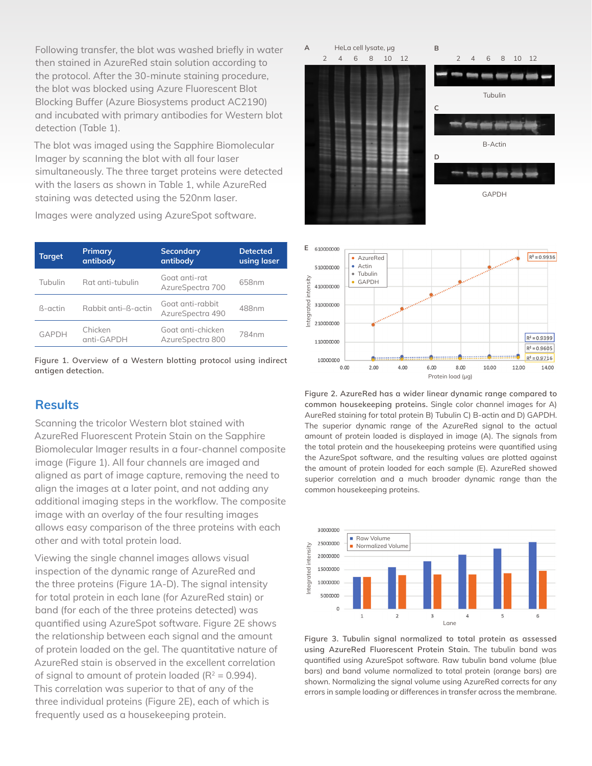Following transfer, the blot was washed briefly in water then stained in AzureRed stain solution according to the protocol. After the 30-minute staining procedure, the blot was blocked using Azure Fluorescent Blot Blocking Buffer (Azure Biosystems product AC2190) and incubated with primary antibodies for Western blot detection (Table 1).

The blot was imaged using the Sapphire Biomolecular Imager by scanning the blot with all four laser simultaneously. The three target proteins were detected with the lasers as shown in Table 1, while AzureRed staining was detected using the 520nm laser.

Images were analyzed using AzureSpot software.

| Target | Primary antibody | Secondary antibody | Detected using laser |
|---|---|---|---|
| Tubulin | Rat anti-tubulin | Goat anti-rat AzureSpectra 700 | 658nm |
| ß-actin | Rabbit anti–ß-actin | Goat anti-rabbit AzureSpectra 490 | 488nm |
| GAPDH | Chicken anti-GAPDH | Goat anti-chicken AzureSpectra 800 | 784nm |

**Figure 1. Overview of a Western blotting protocol using indirect antigen detection.**

## Results

Scanning the tricolor Western blot stained with AzureRed Fluorescent Protein Stain on the Sapphire Biomolecular Imager results in a four-channel composite image (Figure 1). All four channels are imaged and aligned as part of image capture, removing the need to align the images at a later point, and not adding any additional imaging steps in the workflow. The composite image with an overlay of the four resulting images allows easy comparison of the three proteins with each other and with total protein load.

Viewing the single channel images allows visual inspection of the dynamic range of AzureRed and the three proteins (Figure 1A-D). The signal intensity for total protein in each lane (for AzureRed stain) or band (for each of the three proteins detected) was quantified using AzureSpot software. Figure 2E shows the relationship between each signal and the amount of protein loaded on the gel. The quantitative nature of AzureRed stain is observed in the excellent correlation of signal to amount of protein loaded ($R^2 = 0.994$). This correlation was superior to that of any of the three individual proteins (Figure 2E), each of which is frequently used as a housekeeping protein.

**Figure 2. AzureRed has a wider linear dynamic range compared to common housekeeping proteins.** Single color channel images for A) AureRed staining for total protein B) Tubulin C) B-actin and D) GAPDH. The superior dynamic range of the AzureRed signal to the actual amount of protein loaded is displayed in image (A). The signals from the total protein and the housekeeping proteins were quantified using the AzureSpot software, and the resulting values are plotted against the amount of protein loaded for each sample (E). AzureRed showed superior correlation and a much broader dynamic range than the common housekeeping proteins.

**Figure 3. Tubulin signal normalized to total protein as assessed using AzureRed Fluorescent Protein Stain.** The tubulin band was quantified using AzureSpot software. Raw tubulin band volume (blue bars) and band volume normalized to total protein (orange bars) are shown. Normalizing the signal volume using AzureRed corrects for any errors in sample loading or differences in transfer across the membrane.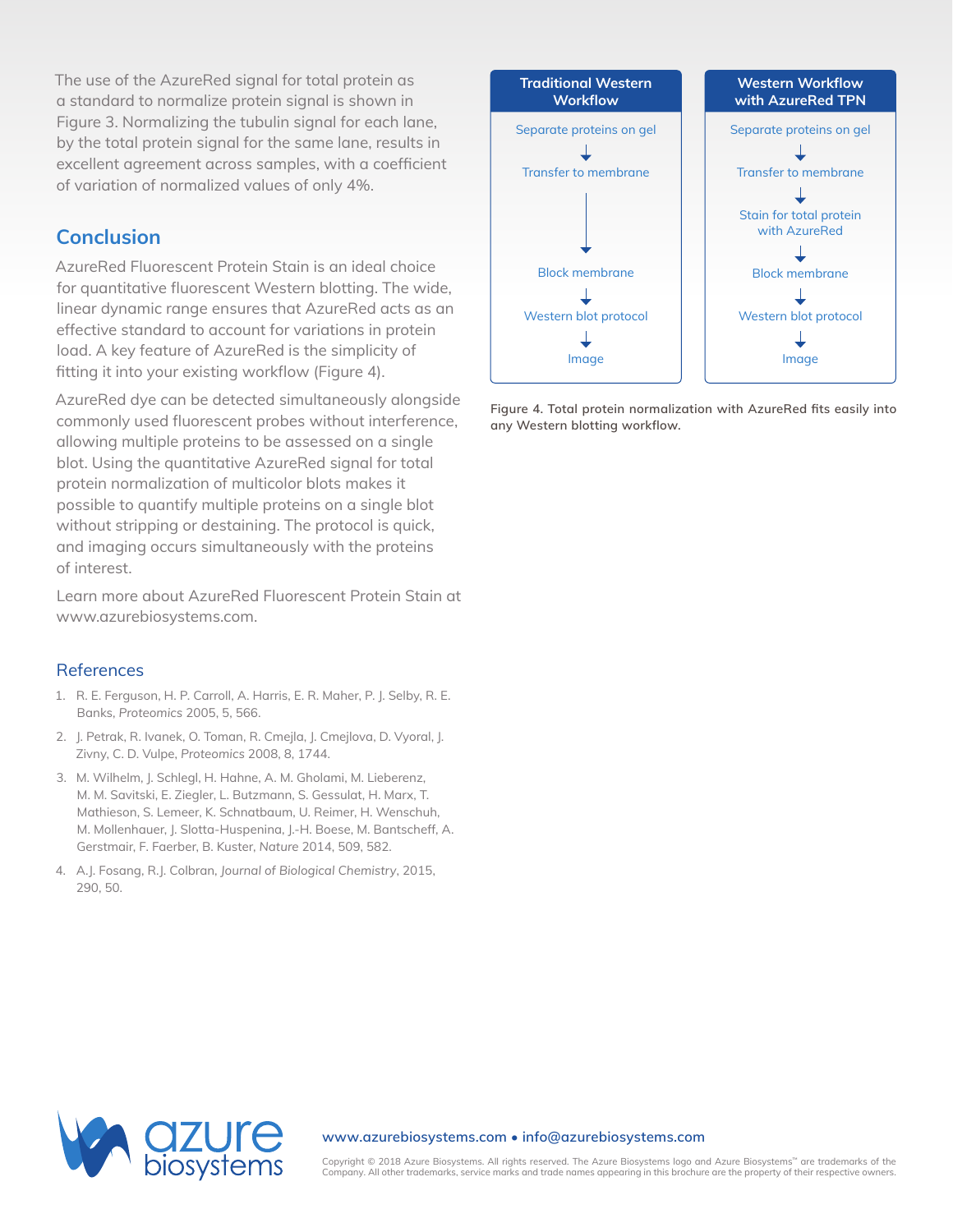The use of the AzureRed signal for total protein as a standard to normalize protein signal is shown in Figure 3. Normalizing the tubulin signal for each lane, by the total protein signal for the same lane, results in excellent agreement across samples, with a coefficient of variation of normalized values of only 4%.

## Conclusion

AzureRed Fluorescent Protein Stain is an ideal choice for quantitative fluorescent Western blotting. The wide, linear dynamic range ensures that AzureRed acts as an effective standard to account for variations in protein load. A key feature of AzureRed is the simplicity of fitting it into your existing workflow (Figure 4).

AzureRed dye can be detected simultaneously alongside commonly used fluorescent probes without interference, allowing multiple proteins to be assessed on a single blot. Using the quantitative AzureRed signal for total protein normalization of multicolor blots makes it possible to quantify multiple proteins on a single blot without stripping or destaining. The protocol is quick, and imaging occurs simultaneously with the proteins of interest.

Learn more about AzureRed Fluorescent Protein Stain at www.azurebiosystems.com.

**Traditional Western Workflow**

Separate proteins on gel
↓
Transfer to membrane
↓
Block membrane
↓
Western blot protocol
↓
Image

**Western Workflow with AzureRed TPN**

Separate proteins on gel
↓
Transfer to membrane
↓
Stain for total protein with AzureRed
↓
Block membrane
↓
Western blot protocol
↓
Image

**Figure 4. Total protein normalization with AzureRed fits easily into any Western blotting workflow.**

## References

1. R. E. Ferguson, H. P. Carroll, A. Harris, E. R. Maher, P. J. Selby, R. E. Banks, *Proteomics* 2005, 5, 566.
2. J. Petrak, R. Ivanek, O. Toman, R. Cmejla, J. Cmejlova, D. Vyoral, J. Zivny, C. D. Vulpe, *Proteomics* 2008, 8, 1744.
3. M. Wilhelm, J. Schlegl, H. Hahne, A. M. Gholami, M. Lieberenz, M. M. Savitski, E. Ziegler, L. Butzmann, S. Gessulat, H. Marx, T. Mathieson, S. Lemeer, K. Schnatbaum, U. Reimer, H. Wenschuh, M. Mollenhauer, J. Slotta-Huspenina, J.-H. Boese, M. Bantscheff, A. Gerstmair, F. Faerber, B. Kuster, *Nature* 2014, 509, 582.
4. A.J. Fosang, R.J. Colbran, *Journal of Biological Chemistry*, 2015, 290, 50.

azure biosystems

www.azurebiosystems.com • info@azurebiosystems.com

Copyright © 2018 Azure Biosystems. All rights reserved. The Azure Biosystems logo and Azure Biosystems™ are trademarks of the Company. All other trademarks, service marks and trade names appearing in this brochure are the property of their respective owners.